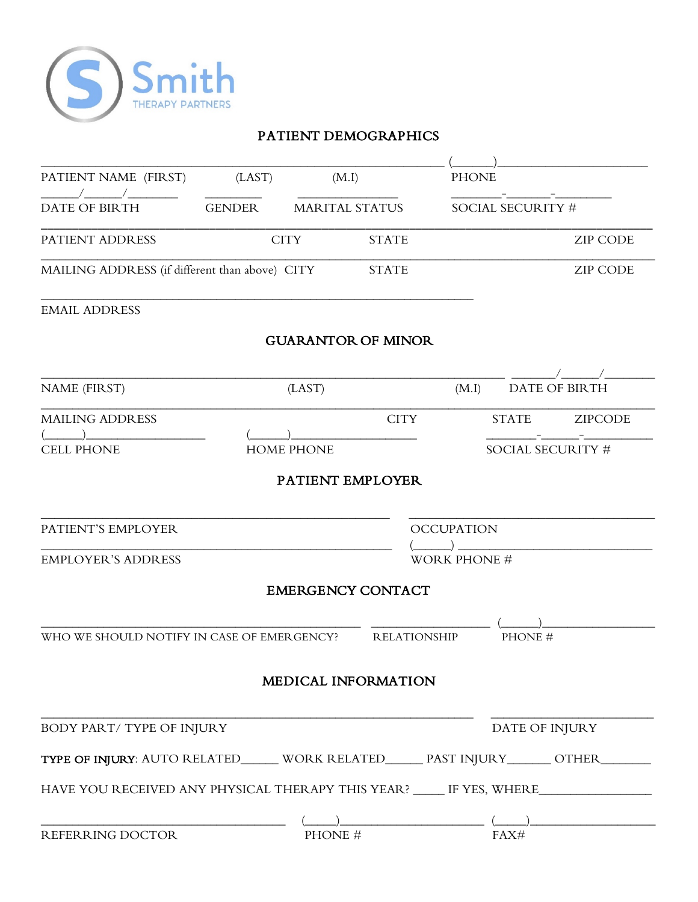Smith
THERAPY PARTNERS

## PATIENT DEMOGRAPHICS

______________________________________________________________ (______)______________________
PATIENT NAME (FIRST) (LAST) (M.I) PHONE

______/______/________ _________ ________________ ________-_______-_________
DATE OF BIRTH GENDER MARITAL STATUS SOCIAL SECURITY #

_____________________________________________________________________________________________
PATIENT ADDRESS CITY STATE ZIP CODE

_____________________________________________________________________________________________
MAILING ADDRESS (if different than above) CITY STATE ZIP CODE

_________________________________________________________________
EMAIL ADDRESS

## GUARANTOR OF MINOR

_________________________________________________________________ _______/______/________
NAME (FIRST) (LAST) (M.I) DATE OF BIRTH

_____________________________________________________________________________________________
MAILING ADDRESS CITY STATE ZIPCODE

(______)__________________ (______)____________________ ________-______-___________
CELL PHONE HOME PHONE SOCIAL SECURITY #

## PATIENT EMPLOYER

_____________________________________________________ _____________________________________
PATIENT'S EMPLOYER OCCUPATION

_____________________________________________________ (______) ____________________________
EMPLOYER'S ADDRESS WORK PHONE #

## EMERGENCY CONTACT

_______________________________________________ __________________ (______)_________________
WHO WE SHOULD NOTIFY IN CASE OF EMERGENCY? RELATIONSHIP PHONE #

## MEDICAL INFORMATION

_________________________________________________________________ ________________________
BODY PART/ TYPE OF INJURY DATE OF INJURY

TYPE OF INJURY: AUTO RELATED______ WORK RELATED______ PAST INJURY_______ OTHER________

HAVE YOU RECEIVED ANY PHYSICAL THERAPY THIS YEAR? _____ IF YES, WHERE__________________

_____________________________________ (_____)______________________ (_____)__________________
REFERRING DOCTOR PHONE # FAX#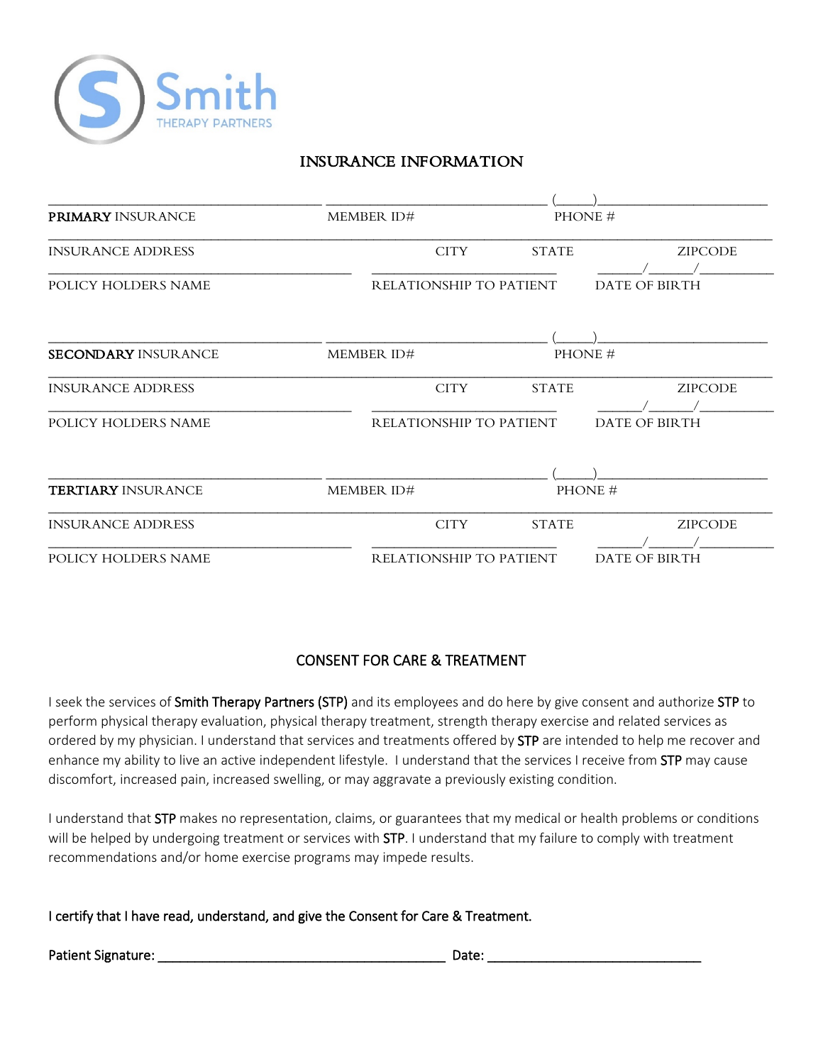Smith
THERAPY PARTNERS

## INSURANCE INFORMATION

| | | |
|---|---|---|
| _______________________________ | _______________________________ | (_____)_______________________ |
| **PRIMARY** INSURANCE | MEMBER ID# | PHONE # |

| | | | |
|---|---|---|---|
| INSURANCE ADDRESS | CITY | STATE | ZIPCODE |

| | | |
|---|---|---|
| _______________________________ | _______________________________ | ______/______/__________ |
| POLICY HOLDERS NAME | RELATIONSHIP TO PATIENT | DATE OF BIRTH |

| | | |
|---|---|---|
| _______________________________ | _______________________________ | (_____)_______________________ |
| **SECONDARY** INSURANCE | MEMBER ID# | PHONE # |

| | | | |
|---|---|---|---|
| INSURANCE ADDRESS | CITY | STATE | ZIPCODE |

| | | |
|---|---|---|
| _______________________________ | _______________________________ | ______/______/__________ |
| POLICY HOLDERS NAME | RELATIONSHIP TO PATIENT | DATE OF BIRTH |

| | | |
|---|---|---|
| _______________________________ | _______________________________ | (_____)_______________________ |
| **TERTIARY** INSURANCE | MEMBER ID# | PHONE # |

| | | | |
|---|---|---|---|
| INSURANCE ADDRESS | CITY | STATE | ZIPCODE |

| | | |
|---|---|---|
| _______________________________ | _______________________________ | ______/______/__________ |
| POLICY HOLDERS NAME | RELATIONSHIP TO PATIENT | DATE OF BIRTH |

## CONSENT FOR CARE & TREATMENT

I seek the services of Smith Therapy Partners (STP) and its employees and do here by give consent and authorize STP to perform physical therapy evaluation, physical therapy treatment, strength therapy exercise and related services as ordered by my physician. I understand that services and treatments offered by STP are intended to help me recover and enhance my ability to live an active independent lifestyle. I understand that the services I receive from STP may cause discomfort, increased pain, increased swelling, or may aggravate a previously existing condition.

I understand that STP makes no representation, claims, or guarantees that my medical or health problems or conditions will be helped by undergoing treatment or services with STP. I understand that my failure to comply with treatment recommendations and/or home exercise programs may impede results.

I certify that I have read, understand, and give the Consent for Care & Treatment.

Patient Signature: ________________________________________ Date: ______________________________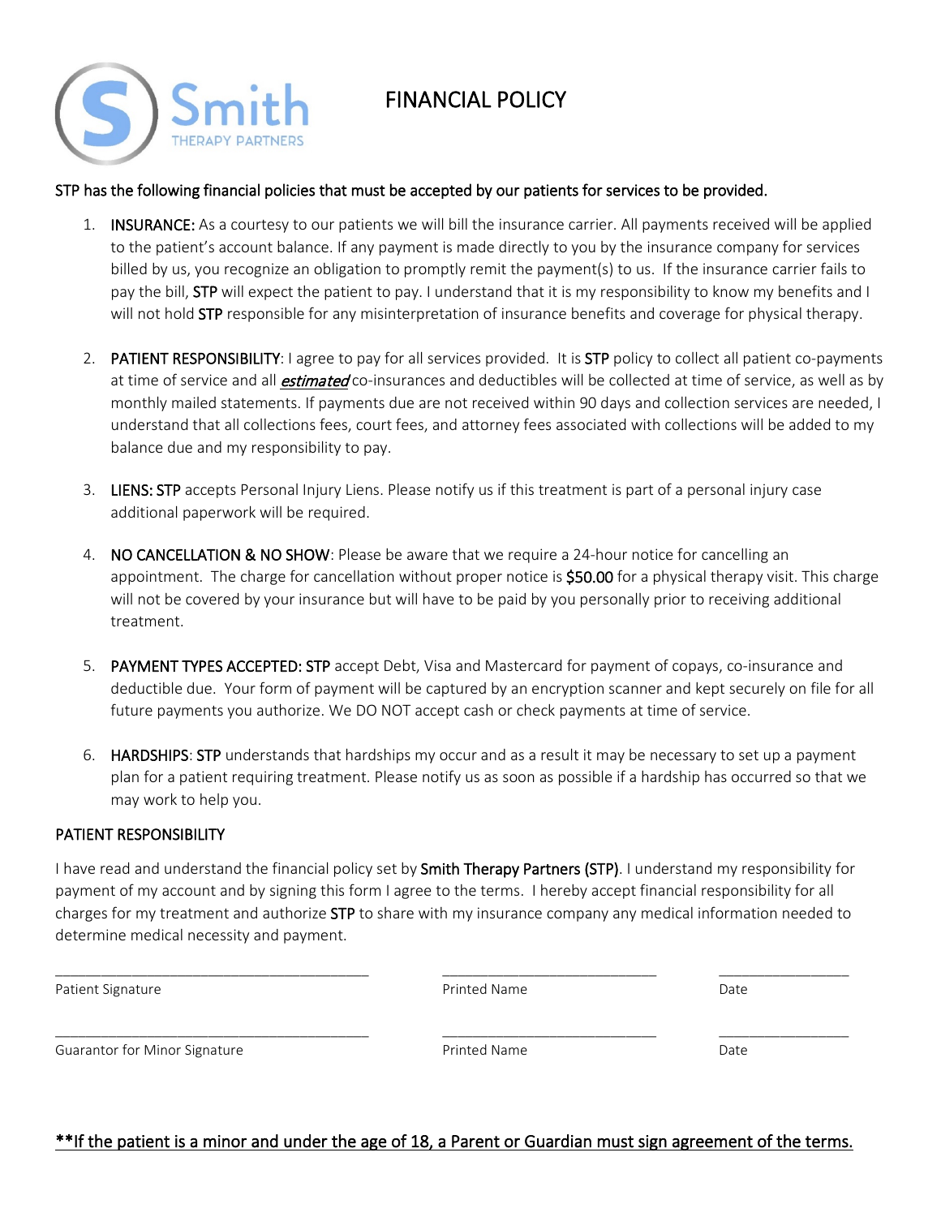Smith THERAPY PARTNERS

# FINANCIAL POLICY

STP has the following financial policies that must be accepted by our patients for services to be provided.

1. INSURANCE: As a courtesy to our patients we will bill the insurance carrier. All payments received will be applied to the patient's account balance. If any payment is made directly to you by the insurance company for services billed by us, you recognize an obligation to promptly remit the payment(s) to us. If the insurance carrier fails to pay the bill, STP will expect the patient to pay. I understand that it is my responsibility to know my benefits and I will not hold STP responsible for any misinterpretation of insurance benefits and coverage for physical therapy.

2. PATIENT RESPONSIBILITY: I agree to pay for all services provided. It is STP policy to collect all patient co-payments at time of service and all ***estimated*** co-insurances and deductibles will be collected at time of service, as well as by monthly mailed statements. If payments due are not received within 90 days and collection services are needed, I understand that all collections fees, court fees, and attorney fees associated with collections will be added to my balance due and my responsibility to pay.

3. LIENS: STP accepts Personal Injury Liens. Please notify us if this treatment is part of a personal injury case additional paperwork will be required.

4. NO CANCELLATION & NO SHOW: Please be aware that we require a 24-hour notice for cancelling an appointment. The charge for cancellation without proper notice is $50.00 for a physical therapy visit. This charge will not be covered by your insurance but will have to be paid by you personally prior to receiving additional treatment.

5. PAYMENT TYPES ACCEPTED: STP accept Debt, Visa and Mastercard for payment of copays, co-insurance and deductible due. Your form of payment will be captured by an encryption scanner and kept securely on file for all future payments you authorize. We DO NOT accept cash or check payments at time of service.

6. HARDSHIPS: STP understands that hardships my occur and as a result it may be necessary to set up a payment plan for a patient requiring treatment. Please notify us as soon as possible if a hardship has occurred so that we may work to help you.

## PATIENT RESPONSIBILITY

I have read and understand the financial policy set by Smith Therapy Partners (STP). I understand my responsibility for payment of my account and by signing this form I agree to the terms. I hereby accept financial responsibility for all charges for my treatment and authorize STP to share with my insurance company any medical information needed to determine medical necessity and payment.

_______________________________________ _____________________________ _________________

Patient Signature Printed Name Date

_______________________________________ _____________________________ _________________

Guarantor for Minor Signature Printed Name Date

<u>**If the patient is a minor and under the age of 18, a Parent or Guardian must sign agreement of the terms.</u>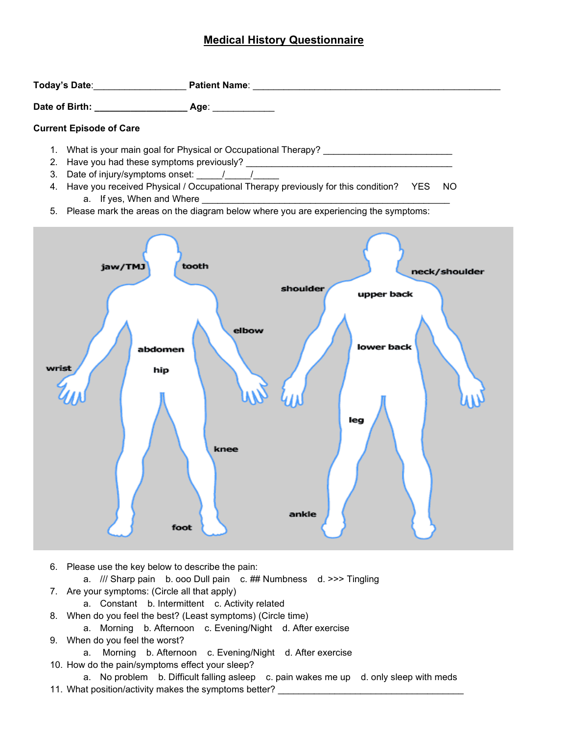# Medical History Questionnaire

**Today's Date**:__________________ **Patient Name**: ___________________________________________________

**Date of Birth**: __________________ **Age**: ____________

**Current Episode of Care**

1. What is your main goal for Physical or Occupational Therapy? _________________________
2. Have you had these symptoms previously? ________________________________________
3. Date of injury/symptoms onset: _____/_____/_____
4. Have you received Physical / Occupational Therapy previously for this condition? YES NO
   a. If yes, When and Where ________________________________________________
5. Please mark the areas on the diagram below where you are experiencing the symptoms:

jaw/TMJ, tooth, neck/shoulder, shoulder, upper back, elbow, abdomen, lower back, wrist, hip, leg, knee, ankle, foot

6. Please use the key below to describe the pain:
   a. /// Sharp pain b. ooo Dull pain c. ## Numbness d. >>> Tingling
7. Are your symptoms: (Circle all that apply)
   a. Constant b. Intermittent c. Activity related
8. When do you feel the best? (Least symptoms) (Circle time)
   a. Morning b. Afternoon c. Evening/Night d. After exercise
9. When do you feel the worst?
   a. Morning b. Afternoon c. Evening/Night d. After exercise
10. How do the pain/symptoms effect your sleep?
    a. No problem b. Difficult falling asleep c. pain wakes me up d. only sleep with meds
11. What position/activity makes the symptoms better? _____________________________________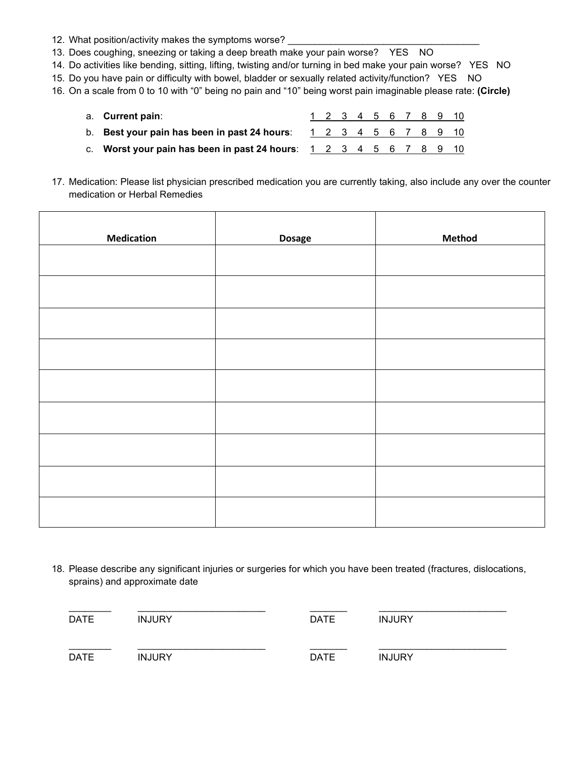12. What position/activity makes the symptoms worse? ____________________________________
13. Does coughing, sneezing or taking a deep breath make your pain worse? YES NO
14. Do activities like bending, sitting, lifting, twisting and/or turning in bed make your pain worse? YES NO
15. Do you have pain or difficulty with bowel, bladder or sexually related activity/function? YES NO
16. On a scale from 0 to 10 with "0" being no pain and "10" being worst pain imaginable please rate: **(Circle)**

    a. **Current pain**: 1 2 3 4 5 6 7 8 9 10

    b. **Best your pain has been in past 24 hours**: 1 2 3 4 5 6 7 8 9 10

    c. **Worst your pain has been in past 24 hours**: 1 2 3 4 5 6 7 8 9 10

17. Medication: Please list physician prescribed medication you are currently taking, also include any over the counter medication or Herbal Remedies

| Medication | Dosage | Method |
|---|---|---|
| | | |
| | | |
| | | |
| | | |
| | | |
| | | |
| | | |
| | | |
| | | |

18. Please describe any significant injuries or surgeries for which you have been treated (fractures, dislocations, sprains) and approximate date

________ ________________________ ________ ________________________
DATE INJURY DATE INJURY

________ ________________________ ________ ________________________
DATE INJURY DATE INJURY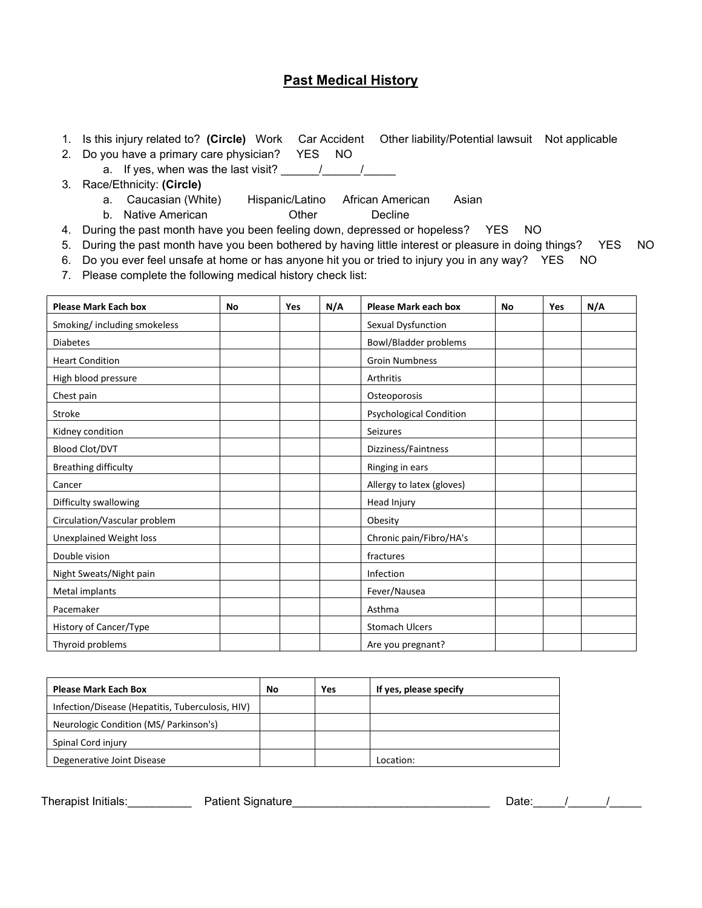# Past Medical History

1. Is this injury related to? **(Circle)** Work Car Accident Other liability/Potential lawsuit Not applicable
2. Do you have a primary care physician? YES NO
   a. If yes, when was the last visit? ______/______/_____
3. Race/Ethnicity: **(Circle)**
   a. Caucasian (White) Hispanic/Latino African American Asian
   b. Native American Other Decline
4. During the past month have you been feeling down, depressed or hopeless? YES NO
5. During the past month have you been bothered by having little interest or pleasure in doing things? YES NO
6. Do you ever feel unsafe at home or has anyone hit you or tried to injury you in any way? YES NO
7. Please complete the following medical history check list:

| Please Mark Each box | No | Yes | N/A | Please Mark each box | No | Yes | N/A |
|---|---|---|---|---|---|---|---|
| Smoking/ including smokeless | | | | Sexual Dysfunction | | | |
| Diabetes | | | | Bowl/Bladder problems | | | |
| Heart Condition | | | | Groin Numbness | | | |
| High blood pressure | | | | Arthritis | | | |
| Chest pain | | | | Osteoporosis | | | |
| Stroke | | | | Psychological Condition | | | |
| Kidney condition | | | | Seizures | | | |
| Blood Clot/DVT | | | | Dizziness/Faintness | | | |
| Breathing difficulty | | | | Ringing in ears | | | |
| Cancer | | | | Allergy to latex (gloves) | | | |
| Difficulty swallowing | | | | Head Injury | | | |
| Circulation/Vascular problem | | | | Obesity | | | |
| Unexplained Weight loss | | | | Chronic pain/Fibro/HA's | | | |
| Double vision | | | | fractures | | | |
| Night Sweats/Night pain | | | | Infection | | | |
| Metal implants | | | | Fever/Nausea | | | |
| Pacemaker | | | | Asthma | | | |
| History of Cancer/Type | | | | Stomach Ulcers | | | |
| Thyroid problems | | | | Are you pregnant? | | | |

| Please Mark Each Box | No | Yes | If yes, please specify |
|---|---|---|---|
| Infection/Disease (Hepatitis, Tuberculosis, HIV) | | | |
| Neurologic Condition (MS/ Parkinson's) | | | |
| Spinal Cord injury | | | |
| Degenerative Joint Disease | | | Location: |

Therapist Initials:__________ Patient Signature________________________________ Date:_____/______/_____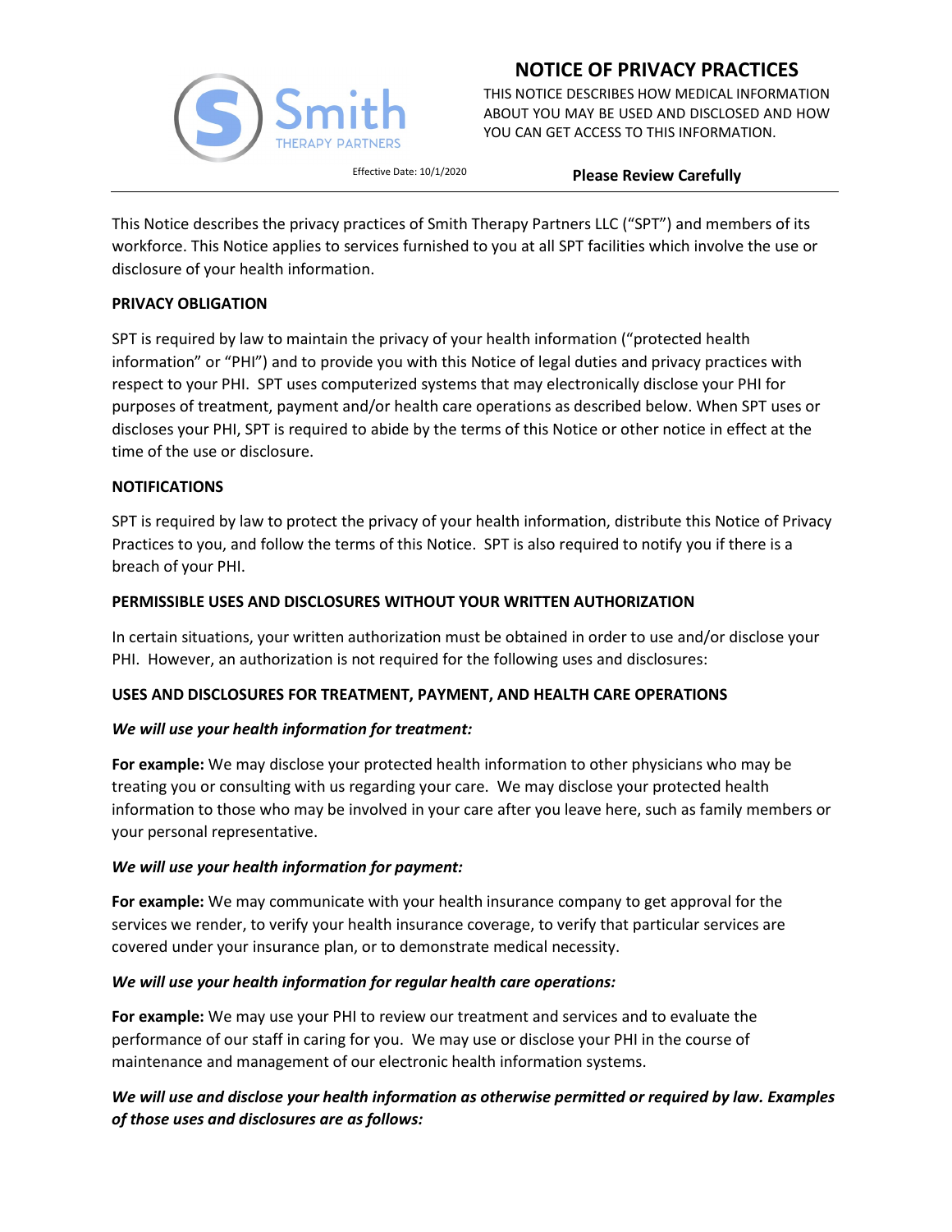# NOTICE OF PRIVACY PRACTICES

THIS NOTICE DESCRIBES HOW MEDICAL INFORMATION ABOUT YOU MAY BE USED AND DISCLOSED AND HOW YOU CAN GET ACCESS TO THIS INFORMATION.

Effective Date: 10/1/2020

**Please Review Carefully**

---

This Notice describes the privacy practices of Smith Therapy Partners LLC ("SPT") and members of its workforce. This Notice applies to services furnished to you at all SPT facilities which involve the use or disclosure of your health information.

**PRIVACY OBLIGATION**

SPT is required by law to maintain the privacy of your health information ("protected health information" or "PHI") and to provide you with this Notice of legal duties and privacy practices with respect to your PHI. SPT uses computerized systems that may electronically disclose your PHI for purposes of treatment, payment and/or health care operations as described below. When SPT uses or discloses your PHI, SPT is required to abide by the terms of this Notice or other notice in effect at the time of the use or disclosure.

**NOTIFICATIONS**

SPT is required by law to protect the privacy of your health information, distribute this Notice of Privacy Practices to you, and follow the terms of this Notice. SPT is also required to notify you if there is a breach of your PHI.

**PERMISSIBLE USES AND DISCLOSURES WITHOUT YOUR WRITTEN AUTHORIZATION**

In certain situations, your written authorization must be obtained in order to use and/or disclose your PHI. However, an authorization is not required for the following uses and disclosures:

**USES AND DISCLOSURES FOR TREATMENT, PAYMENT, AND HEALTH CARE OPERATIONS**

***We will use your health information for treatment:***

**For example:** We may disclose your protected health information to other physicians who may be treating you or consulting with us regarding your care. We may disclose your protected health information to those who may be involved in your care after you leave here, such as family members or your personal representative.

***We will use your health information for payment:***

**For example:** We may communicate with your health insurance company to get approval for the services we render, to verify your health insurance coverage, to verify that particular services are covered under your insurance plan, or to demonstrate medical necessity.

***We will use your health information for regular health care operations:***

**For example:** We may use your PHI to review our treatment and services and to evaluate the performance of our staff in caring for you. We may use or disclose your PHI in the course of maintenance and management of our electronic health information systems.

***We will use and disclose your health information as otherwise permitted or required by law. Examples of those uses and disclosures are as follows:***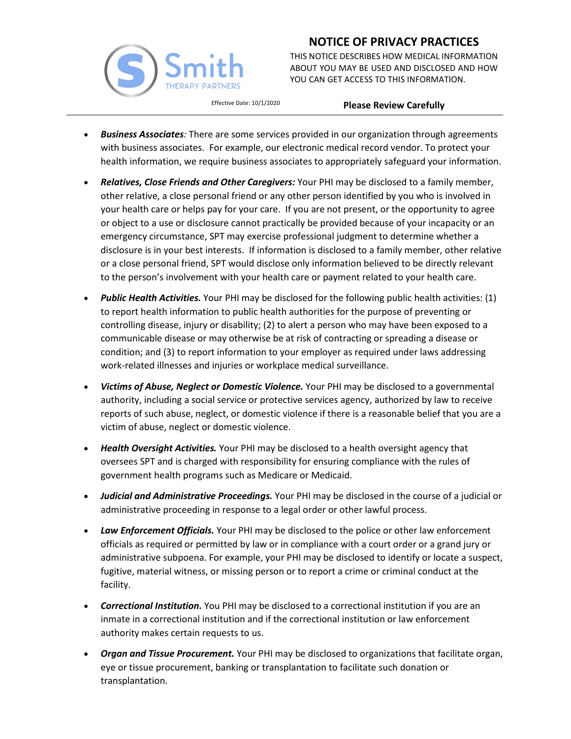- ***Business Associates**:* There are some services provided in our organization through agreements with business associates. For example, our electronic medical record vendor. To protect your health information, we require business associates to appropriately safeguard your information.

- ***Relatives, Close Friends and Other Caregivers:*** Your PHI may be disclosed to a family member, other relative, a close personal friend or any other person identified by you who is involved in your health care or helps pay for your care. If you are not present, or the opportunity to agree or object to a use or disclosure cannot practically be provided because of your incapacity or an emergency circumstance, SPT may exercise professional judgment to determine whether a disclosure is in your best interests. If information is disclosed to a family member, other relative or a close personal friend, SPT would disclose only information believed to be directly relevant to the person's involvement with your health care or payment related to your health care.

- ***Public Health Activities.*** Your PHI may be disclosed for the following public health activities: (1) to report health information to public health authorities for the purpose of preventing or controlling disease, injury or disability; (2) to alert a person who may have been exposed to a communicable disease or may otherwise be at risk of contracting or spreading a disease or condition; and (3) to report information to your employer as required under laws addressing work-related illnesses and injuries or workplace medical surveillance.

- ***Victims of Abuse, Neglect or Domestic Violence.*** Your PHI may be disclosed to a governmental authority, including a social service or protective services agency, authorized by law to receive reports of such abuse, neglect, or domestic violence if there is a reasonable belief that you are a victim of abuse, neglect or domestic violence.

- ***Health Oversight Activities.*** Your PHI may be disclosed to a health oversight agency that oversees SPT and is charged with responsibility for ensuring compliance with the rules of government health programs such as Medicare or Medicaid.

- ***Judicial and Administrative Proceedings.*** Your PHI may be disclosed in the course of a judicial or administrative proceeding in response to a legal order or other lawful process.

- ***Law Enforcement Officials.*** Your PHI may be disclosed to the police or other law enforcement officials as required or permitted by law or in compliance with a court order or a grand jury or administrative subpoena. For example, your PHI may be disclosed to identify or locate a suspect, fugitive, material witness, or missing person or to report a crime or criminal conduct at the facility.

- ***Correctional Institution.*** You PHI may be disclosed to a correctional institution if you are an inmate in a correctional institution and if the correctional institution or law enforcement authority makes certain requests to us.

- ***Organ and Tissue Procurement.*** Your PHI may be disclosed to organizations that facilitate organ, eye or tissue procurement, banking or transplantation to facilitate such donation or transplantation.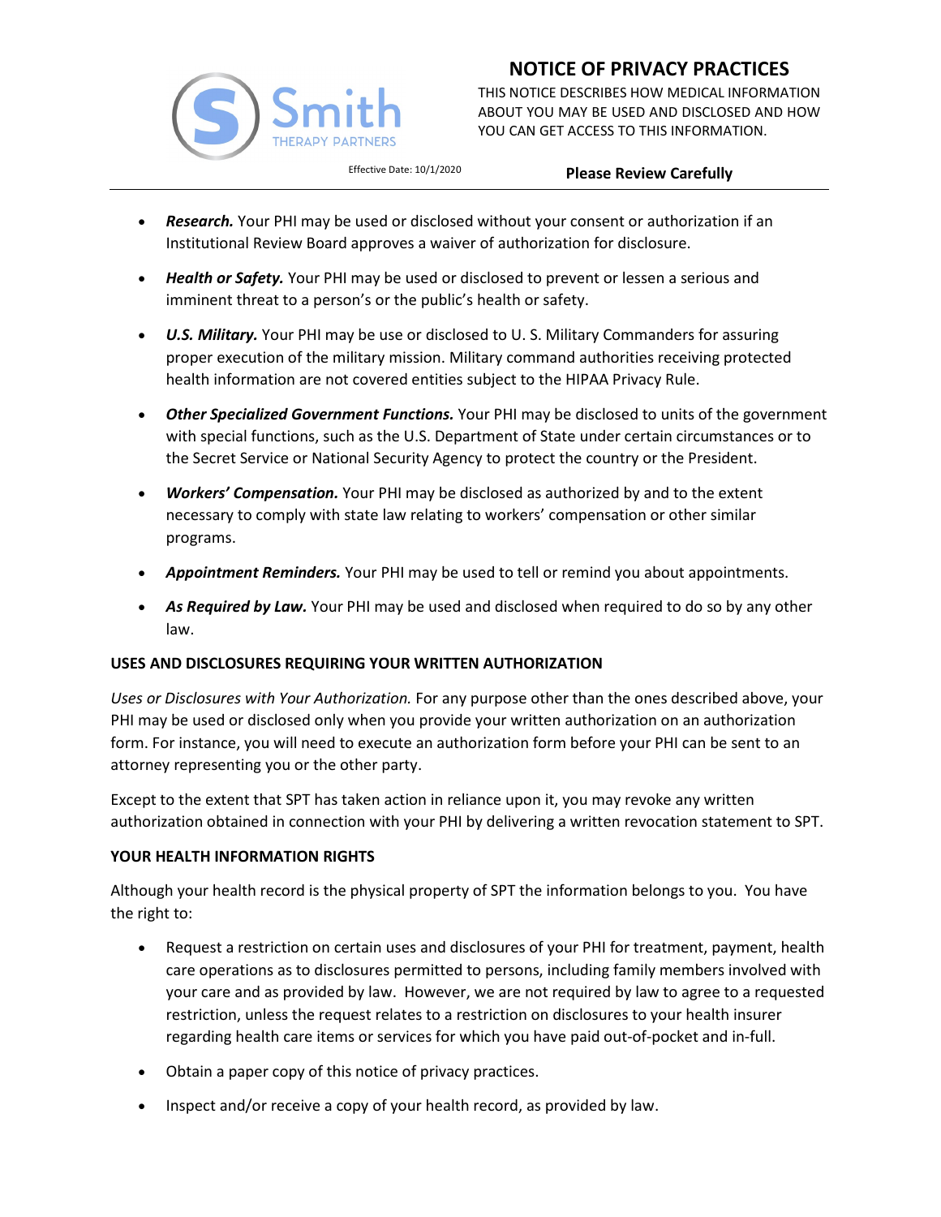- ***Research.*** Your PHI may be used or disclosed without your consent or authorization if an Institutional Review Board approves a waiver of authorization for disclosure.
- ***Health or Safety.*** Your PHI may be used or disclosed to prevent or lessen a serious and imminent threat to a person's or the public's health or safety.
- ***U.S. Military.*** Your PHI may be use or disclosed to U. S. Military Commanders for assuring proper execution of the military mission. Military command authorities receiving protected health information are not covered entities subject to the HIPAA Privacy Rule.
- ***Other Specialized Government Functions.*** Your PHI may be disclosed to units of the government with special functions, such as the U.S. Department of State under certain circumstances or to the Secret Service or National Security Agency to protect the country or the President.
- ***Workers' Compensation.*** Your PHI may be disclosed as authorized by and to the extent necessary to comply with state law relating to workers' compensation or other similar programs.
- ***Appointment Reminders.*** Your PHI may be used to tell or remind you about appointments.
- ***As Required by Law.*** Your PHI may be used and disclosed when required to do so by any other law.

**USES AND DISCLOSURES REQUIRING YOUR WRITTEN AUTHORIZATION**

*Uses or Disclosures with Your Authorization.* For any purpose other than the ones described above, your PHI may be used or disclosed only when you provide your written authorization on an authorization form. For instance, you will need to execute an authorization form before your PHI can be sent to an attorney representing you or the other party.

Except to the extent that SPT has taken action in reliance upon it, you may revoke any written authorization obtained in connection with your PHI by delivering a written revocation statement to SPT.

**YOUR HEALTH INFORMATION RIGHTS**

Although your health record is the physical property of SPT the information belongs to you. You have the right to:

- Request a restriction on certain uses and disclosures of your PHI for treatment, payment, health care operations as to disclosures permitted to persons, including family members involved with your care and as provided by law. However, we are not required by law to agree to a requested restriction, unless the request relates to a restriction on disclosures to your health insurer regarding health care items or services for which you have paid out-of-pocket and in-full.
- Obtain a paper copy of this notice of privacy practices.
- Inspect and/or receive a copy of your health record, as provided by law.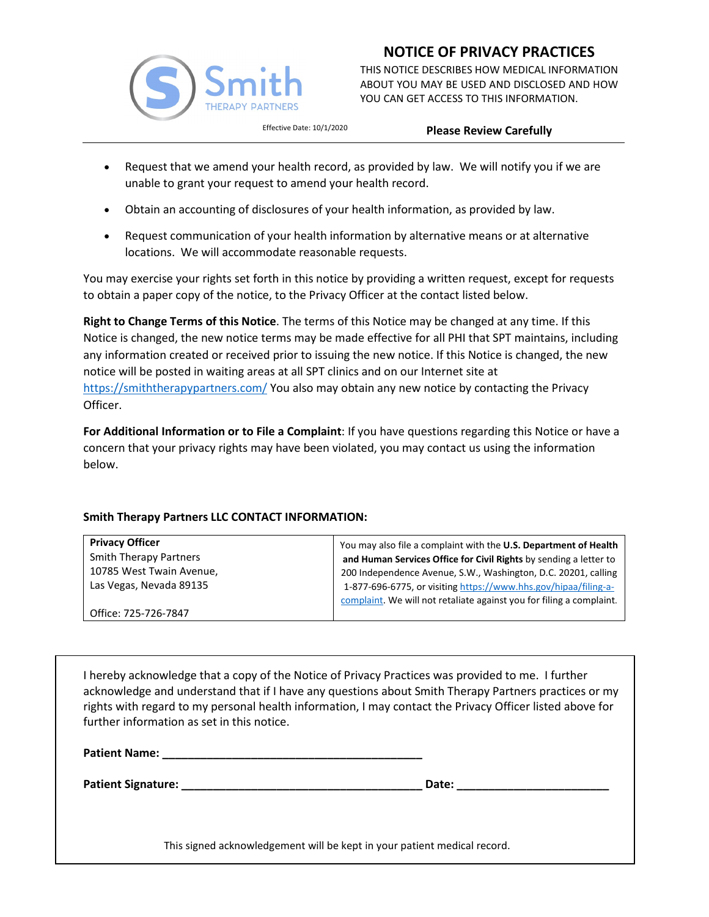# NOTICE OF PRIVACY PRACTICES

THIS NOTICE DESCRIBES HOW MEDICAL INFORMATION ABOUT YOU MAY BE USED AND DISCLOSED AND HOW YOU CAN GET ACCESS TO THIS INFORMATION.

Effective Date: 10/1/2020

**Please Review Carefully**

- Request that we amend your health record, as provided by law. We will notify you if we are unable to grant your request to amend your health record.
- Obtain an accounting of disclosures of your health information, as provided by law.
- Request communication of your health information by alternative means or at alternative locations. We will accommodate reasonable requests.

You may exercise your rights set forth in this notice by providing a written request, except for requests to obtain a paper copy of the notice, to the Privacy Officer at the contact listed below.

**Right to Change Terms of this Notice**. The terms of this Notice may be changed at any time. If this Notice is changed, the new notice terms may be made effective for all PHI that SPT maintains, including any information created or received prior to issuing the new notice. If this Notice is changed, the new notice will be posted in waiting areas at all SPT clinics and on our Internet site at https://smiththerapypartners.com/ You also may obtain any new notice by contacting the Privacy Officer.

**For Additional Information or to File a Complaint**: If you have questions regarding this Notice or have a concern that your privacy rights may have been violated, you may contact us using the information below.

**Smith Therapy Partners LLC CONTACT INFORMATION:**

| | |
|---|---|
| **Privacy Officer**<br>Smith Therapy Partners<br>10785 West Twain Avenue,<br>Las Vegas, Nevada 89135<br><br>Office: 725-726-7847 | You may also file a complaint with the **U.S. Department of Health and Human Services Office for Civil Rights** by sending a letter to 200 Independence Avenue, S.W., Washington, D.C. 20201, calling 1-877-696-6775, or visiting https://www.hhs.gov/hipaa/filing-a-complaint. We will not retaliate against you for filing a complaint. |

I hereby acknowledge that a copy of the Notice of Privacy Practices was provided to me. I further acknowledge and understand that if I have any questions about Smith Therapy Partners practices or my rights with regard to my personal health information, I may contact the Privacy Officer listed above for further information as set in this notice.

**Patient Name:** ________________________________________

**Patient Signature:** _____________________________________ **Date:** _______________________

This signed acknowledgement will be kept in your patient medical record.